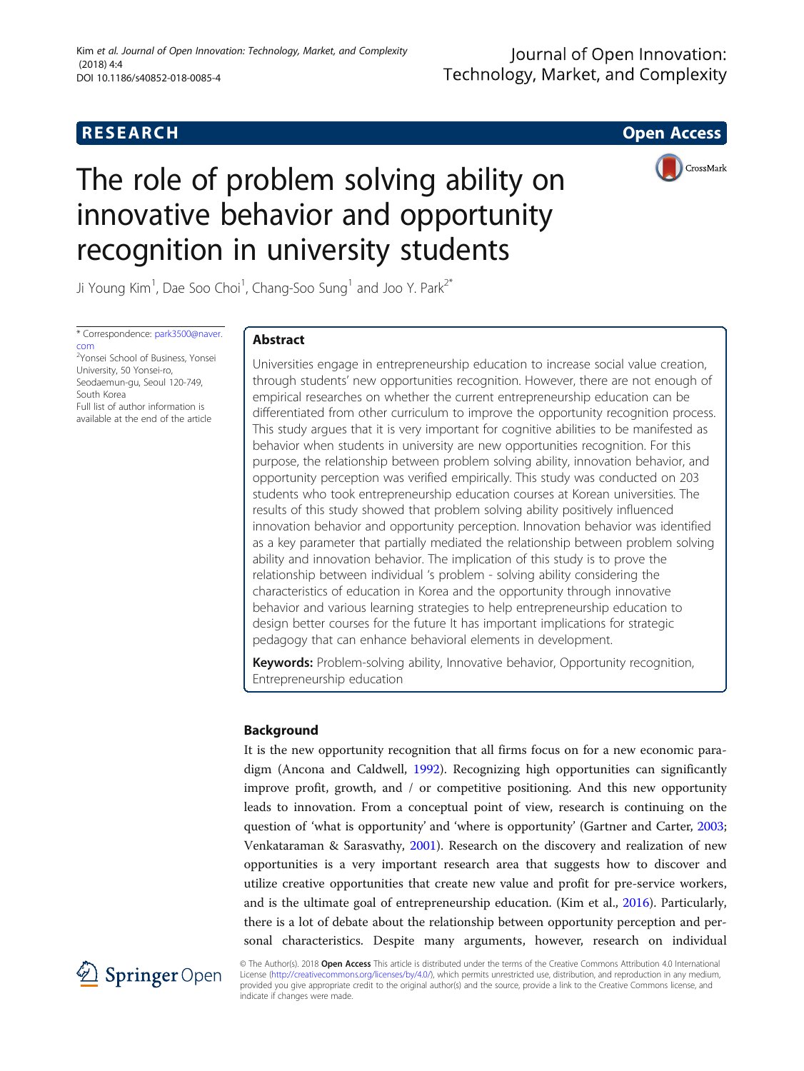**RESEARCH** **Open Access**

# The role of problem solving ability on innovative behavior and opportunity recognition in university students

Ji Young Kim[1], Dae Soo Choi[1], Chang-Soo Sung[1] and Joo Y. Park[2*]

\* Correspondence: park3500@naver.com
[2]Yonsei School of Business, Yonsei University, 50 Yonsei-ro, Seodaemun-gu, Seoul 120-749, South Korea
Full list of author information is available at the end of the article

## Abstract

Universities engage in entrepreneurship education to increase social value creation, through students' new opportunities recognition. However, there are not enough of empirical researches on whether the current entrepreneurship education can be differentiated from other curriculum to improve the opportunity recognition process. This study argues that it is very important for cognitive abilities to be manifested as behavior when students in university are new opportunities recognition. For this purpose, the relationship between problem solving ability, innovation behavior, and opportunity perception was verified empirically. This study was conducted on 203 students who took entrepreneurship education courses at Korean universities. The results of this study showed that problem solving ability positively influenced innovation behavior and opportunity perception. Innovation behavior was identified as a key parameter that partially mediated the relationship between problem solving ability and innovation behavior. The implication of this study is to prove the relationship between individual 's problem - solving ability considering the characteristics of education in Korea and the opportunity through innovative behavior and various learning strategies to help entrepreneurship education to design better courses for the future It has important implications for strategic pedagogy that can enhance behavioral elements in development.

**Keywords:** Problem-solving ability, Innovative behavior, Opportunity recognition, Entrepreneurship education

## Background

It is the new opportunity recognition that all firms focus on for a new economic paradigm (Ancona and Caldwell, 1992). Recognizing high opportunities can significantly improve profit, growth, and / or competitive positioning. And this new opportunity leads to innovation. From a conceptual point of view, research is continuing on the question of 'what is opportunity' and 'where is opportunity' (Gartner and Carter, 2003; Venkataraman & Sarasvathy, 2001). Research on the discovery and realization of new opportunities is a very important research area that suggests how to discover and utilize creative opportunities that create new value and profit for pre-service workers, and is the ultimate goal of entrepreneurship education. (Kim et al., 2016). Particularly, there is a lot of debate about the relationship between opportunity perception and personal characteristics. Despite many arguments, however, research on individual

© The Author(s). 2018 **Open Access** This article is distributed under the terms of the Creative Commons Attribution 4.0 International License (http://creativecommons.org/licenses/by/4.0/), which permits unrestricted use, distribution, and reproduction in any medium, provided you give appropriate credit to the original author(s) and the source, provide a link to the Creative Commons license, and indicate if changes were made.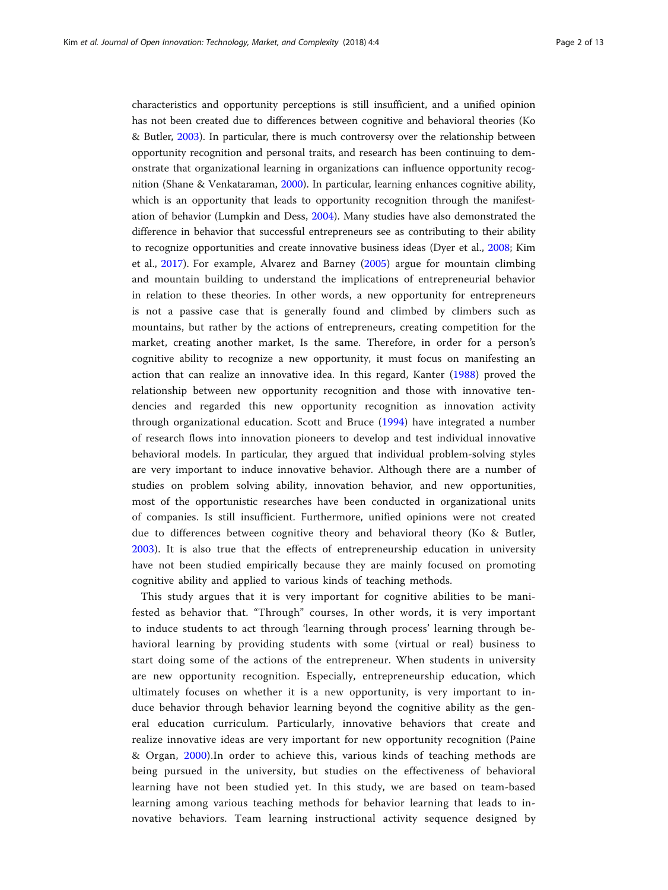characteristics and opportunity perceptions is still insufficient, and a unified opinion has not been created due to differences between cognitive and behavioral theories (Ko & Butler, 2003). In particular, there is much controversy over the relationship between opportunity recognition and personal traits, and research has been continuing to demonstrate that organizational learning in organizations can influence opportunity recognition (Shane & Venkataraman, 2000). In particular, learning enhances cognitive ability, which is an opportunity that leads to opportunity recognition through the manifestation of behavior (Lumpkin and Dess, 2004). Many studies have also demonstrated the difference in behavior that successful entrepreneurs see as contributing to their ability to recognize opportunities and create innovative business ideas (Dyer et al., 2008; Kim et al., 2017). For example, Alvarez and Barney (2005) argue for mountain climbing and mountain building to understand the implications of entrepreneurial behavior in relation to these theories. In other words, a new opportunity for entrepreneurs is not a passive case that is generally found and climbed by climbers such as mountains, but rather by the actions of entrepreneurs, creating competition for the market, creating another market, Is the same. Therefore, in order for a person's cognitive ability to recognize a new opportunity, it must focus on manifesting an action that can realize an innovative idea. In this regard, Kanter (1988) proved the relationship between new opportunity recognition and those with innovative tendencies and regarded this new opportunity recognition as innovation activity through organizational education. Scott and Bruce (1994) have integrated a number of research flows into innovation pioneers to develop and test individual innovative behavioral models. In particular, they argued that individual problem-solving styles are very important to induce innovative behavior. Although there are a number of studies on problem solving ability, innovation behavior, and new opportunities, most of the opportunistic researches have been conducted in organizational units of companies. Is still insufficient. Furthermore, unified opinions were not created due to differences between cognitive theory and behavioral theory (Ko & Butler, 2003). It is also true that the effects of entrepreneurship education in university have not been studied empirically because they are mainly focused on promoting cognitive ability and applied to various kinds of teaching methods.

This study argues that it is very important for cognitive abilities to be manifested as behavior that. "Through" courses, In other words, it is very important to induce students to act through 'learning through process' learning through behavioral learning by providing students with some (virtual or real) business to start doing some of the actions of the entrepreneur. When students in university are new opportunity recognition. Especially, entrepreneurship education, which ultimately focuses on whether it is a new opportunity, is very important to induce behavior through behavior learning beyond the cognitive ability as the general education curriculum. Particularly, innovative behaviors that create and realize innovative ideas are very important for new opportunity recognition (Paine & Organ, 2000).In order to achieve this, various kinds of teaching methods are being pursued in the university, but studies on the effectiveness of behavioral learning have not been studied yet. In this study, we are based on team-based learning among various teaching methods for behavior learning that leads to innovative behaviors. Team learning instructional activity sequence designed by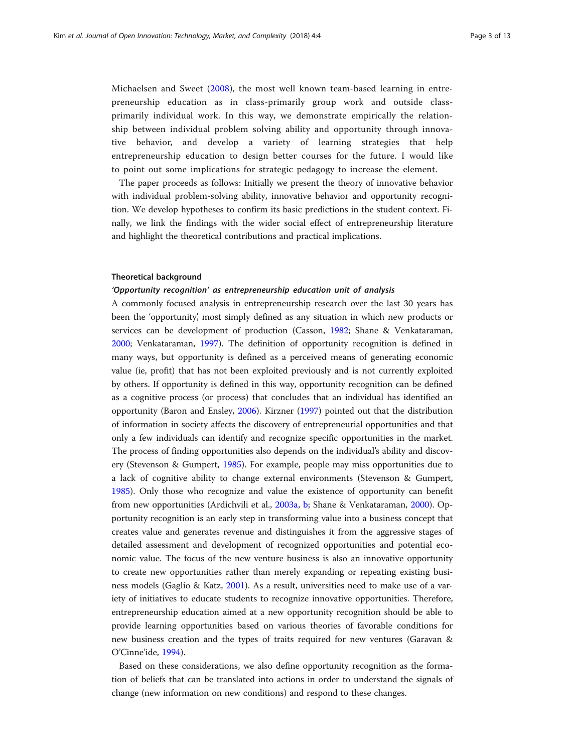Michaelsen and Sweet (2008), the most well known team-based learning in entrepreneurship education as in class-primarily group work and outside class-primarily individual work. In this way, we demonstrate empirically the relationship between individual problem solving ability and opportunity through innovative behavior, and develop a variety of learning strategies that help entrepreneurship education to design better courses for the future. I would like to point out some implications for strategic pedagogy to increase the element.

The paper proceeds as follows: Initially we present the theory of innovative behavior with individual problem-solving ability, innovative behavior and opportunity recognition. We develop hypotheses to confirm its basic predictions in the student context. Finally, we link the findings with the wider social effect of entrepreneurship literature and highlight the theoretical contributions and practical implications.

## Theoretical background

### *'Opportunity recognition' as entrepreneurship education unit of analysis*

A commonly focused analysis in entrepreneurship research over the last 30 years has been the 'opportunity', most simply defined as any situation in which new products or services can be development of production (Casson, 1982; Shane & Venkataraman, 2000; Venkataraman, 1997). The definition of opportunity recognition is defined in many ways, but opportunity is defined as a perceived means of generating economic value (ie, profit) that has not been exploited previously and is not currently exploited by others. If opportunity is defined in this way, opportunity recognition can be defined as a cognitive process (or process) that concludes that an individual has identified an opportunity (Baron and Ensley, 2006). Kirzner (1997) pointed out that the distribution of information in society affects the discovery of entrepreneurial opportunities and that only a few individuals can identify and recognize specific opportunities in the market. The process of finding opportunities also depends on the individual's ability and discovery (Stevenson & Gumpert, 1985). For example, people may miss opportunities due to a lack of cognitive ability to change external environments (Stevenson & Gumpert, 1985). Only those who recognize and value the existence of opportunity can benefit from new opportunities (Ardichvili et al., 2003a, b; Shane & Venkataraman, 2000). Opportunity recognition is an early step in transforming value into a business concept that creates value and generates revenue and distinguishes it from the aggressive stages of detailed assessment and development of recognized opportunities and potential economic value. The focus of the new venture business is also an innovative opportunity to create new opportunities rather than merely expanding or repeating existing business models (Gaglio & Katz, 2001). As a result, universities need to make use of a variety of initiatives to educate students to recognize innovative opportunities. Therefore, entrepreneurship education aimed at a new opportunity recognition should be able to provide learning opportunities based on various theories of favorable conditions for new business creation and the types of traits required for new ventures (Garavan & O'Cinne'ide, 1994).

Based on these considerations, we also define opportunity recognition as the formation of beliefs that can be translated into actions in order to understand the signals of change (new information on new conditions) and respond to these changes.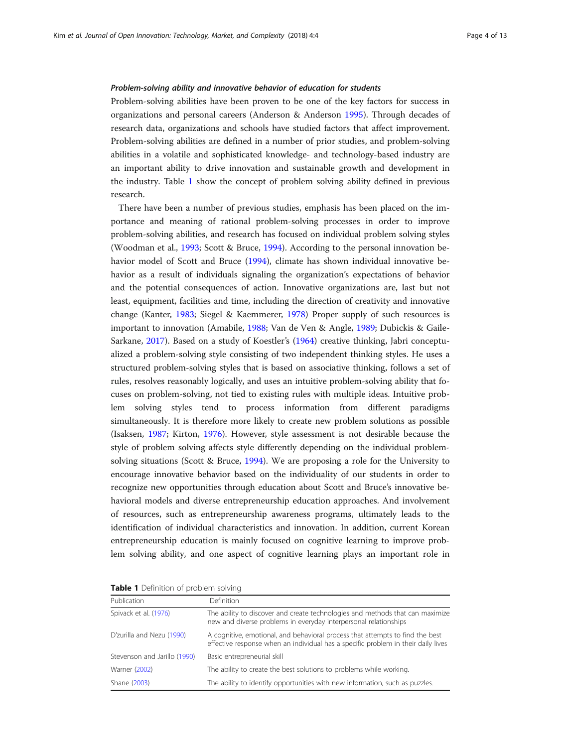#### *Problem-solving ability and innovative behavior of education for students*

Problem-solving abilities have been proven to be one of the key factors for success in organizations and personal careers (Anderson & Anderson 1995). Through decades of research data, organizations and schools have studied factors that affect improvement. Problem-solving abilities are defined in a number of prior studies, and problem-solving abilities in a volatile and sophisticated knowledge- and technology-based industry are an important ability to drive innovation and sustainable growth and development in the industry. Table 1 show the concept of problem solving ability defined in previous research.

There have been a number of previous studies, emphasis has been placed on the importance and meaning of rational problem-solving processes in order to improve problem-solving abilities, and research has focused on individual problem solving styles (Woodman et al., 1993; Scott & Bruce, 1994). According to the personal innovation behavior model of Scott and Bruce (1994), climate has shown individual innovative behavior as a result of individuals signaling the organization's expectations of behavior and the potential consequences of action. Innovative organizations are, last but not least, equipment, facilities and time, including the direction of creativity and innovative change (Kanter, 1983; Siegel & Kaemmerer, 1978) Proper supply of such resources is important to innovation (Amabile, 1988; Van de Ven & Angle, 1989; Dubickis & Gaile-Sarkane, 2017). Based on a study of Koestler's (1964) creative thinking, Jabri conceptualized a problem-solving style consisting of two independent thinking styles. He uses a structured problem-solving styles that is based on associative thinking, follows a set of rules, resolves reasonably logically, and uses an intuitive problem-solving ability that focuses on problem-solving, not tied to existing rules with multiple ideas. Intuitive problem solving styles tend to process information from different paradigms simultaneously. It is therefore more likely to create new problem solutions as possible (Isaksen, 1987; Kirton, 1976). However, style assessment is not desirable because the style of problem solving affects style differently depending on the individual problem-solving situations (Scott & Bruce, 1994). We are proposing a role for the University to encourage innovative behavior based on the individuality of our students in order to recognize new opportunities through education about Scott and Bruce's innovative behavioral models and diverse entrepreneurship education approaches. And involvement of resources, such as entrepreneurship awareness programs, ultimately leads to the identification of individual characteristics and innovation. In addition, current Korean entrepreneurship education is mainly focused on cognitive learning to improve problem solving ability, and one aspect of cognitive learning plays an important role in

**Table 1** Definition of problem solving

| Publication | Definition |
|---|---|
| Spivack et al. (1976) | The ability to discover and create technologies and methods that can maximize new and diverse problems in everyday interpersonal relationships |
| D'zurilla and Nezu (1990) | A cognitive, emotional, and behavioral process that attempts to find the best effective response when an individual has a specific problem in their daily lives |
| Stevenson and Jarillo (1990) | Basic entrepreneurial skill |
| Warner (2002) | The ability to create the best solutions to problems while working. |
| Shane (2003) | The ability to identify opportunities with new information, such as puzzles. |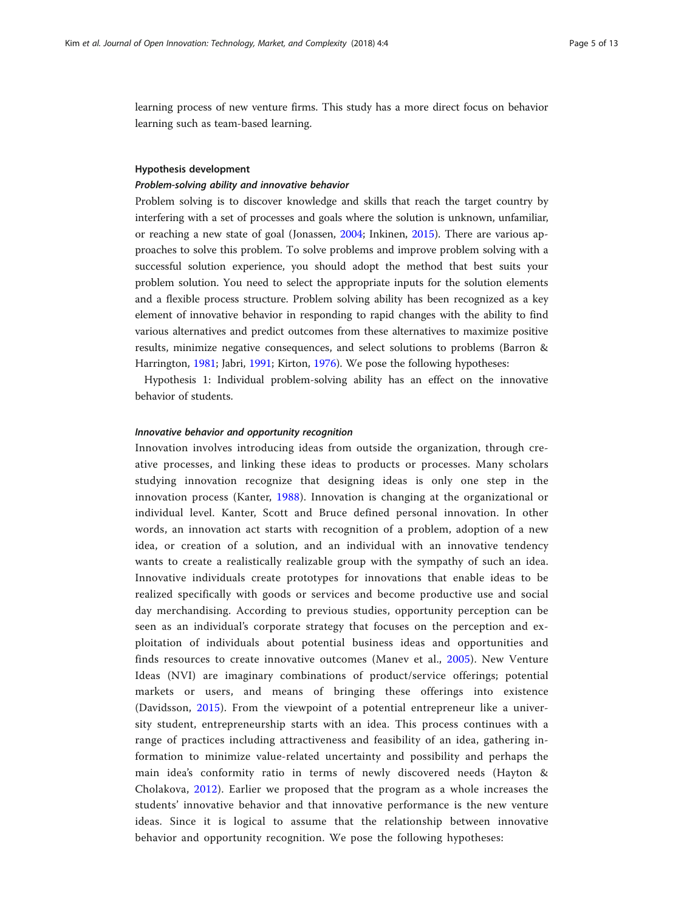learning process of new venture firms. This study has a more direct focus on behavior learning such as team-based learning.

## Hypothesis development

### *Problem-solving ability and innovative behavior*

Problem solving is to discover knowledge and skills that reach the target country by interfering with a set of processes and goals where the solution is unknown, unfamiliar, or reaching a new state of goal (Jonassen, 2004; Inkinen, 2015). There are various approaches to solve this problem. To solve problems and improve problem solving with a successful solution experience, you should adopt the method that best suits your problem solution. You need to select the appropriate inputs for the solution elements and a flexible process structure. Problem solving ability has been recognized as a key element of innovative behavior in responding to rapid changes with the ability to find various alternatives and predict outcomes from these alternatives to maximize positive results, minimize negative consequences, and select solutions to problems (Barron & Harrington, 1981; Jabri, 1991; Kirton, 1976). We pose the following hypotheses:

Hypothesis 1: Individual problem-solving ability has an effect on the innovative behavior of students.

### *Innovative behavior and opportunity recognition*

Innovation involves introducing ideas from outside the organization, through creative processes, and linking these ideas to products or processes. Many scholars studying innovation recognize that designing ideas is only one step in the innovation process (Kanter, 1988). Innovation is changing at the organizational or individual level. Kanter, Scott and Bruce defined personal innovation. In other words, an innovation act starts with recognition of a problem, adoption of a new idea, or creation of a solution, and an individual with an innovative tendency wants to create a realistically realizable group with the sympathy of such an idea. Innovative individuals create prototypes for innovations that enable ideas to be realized specifically with goods or services and become productive use and social day merchandising. According to previous studies, opportunity perception can be seen as an individual's corporate strategy that focuses on the perception and exploitation of individuals about potential business ideas and opportunities and finds resources to create innovative outcomes (Manev et al., 2005). New Venture Ideas (NVI) are imaginary combinations of product/service offerings; potential markets or users, and means of bringing these offerings into existence (Davidsson, 2015). From the viewpoint of a potential entrepreneur like a university student, entrepreneurship starts with an idea. This process continues with a range of practices including attractiveness and feasibility of an idea, gathering information to minimize value-related uncertainty and possibility and perhaps the main idea's conformity ratio in terms of newly discovered needs (Hayton & Cholakova, 2012). Earlier we proposed that the program as a whole increases the students' innovative behavior and that innovative performance is the new venture ideas. Since it is logical to assume that the relationship between innovative behavior and opportunity recognition. We pose the following hypotheses: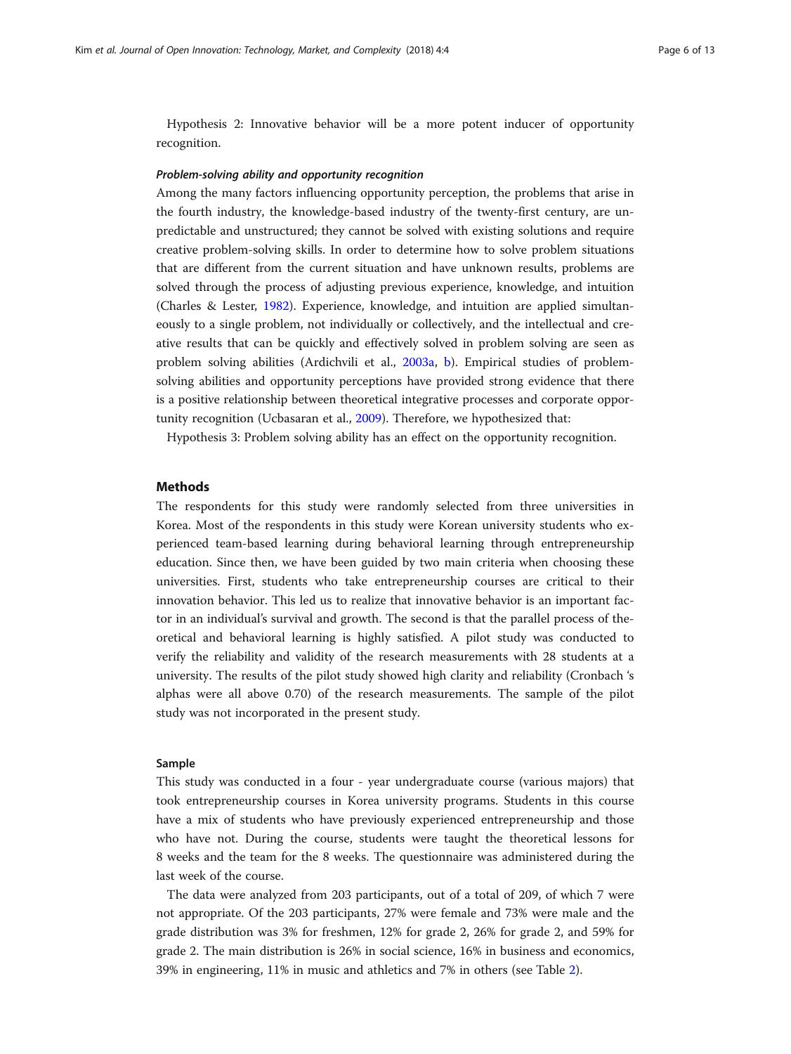Hypothesis 2: Innovative behavior will be a more potent inducer of opportunity recognition.

#### *Problem-solving ability and opportunity recognition*

Among the many factors influencing opportunity perception, the problems that arise in the fourth industry, the knowledge-based industry of the twenty-first century, are unpredictable and unstructured; they cannot be solved with existing solutions and require creative problem-solving skills. In order to determine how to solve problem situations that are different from the current situation and have unknown results, problems are solved through the process of adjusting previous experience, knowledge, and intuition (Charles & Lester, 1982). Experience, knowledge, and intuition are applied simultaneously to a single problem, not individually or collectively, and the intellectual and creative results that can be quickly and effectively solved in problem solving are seen as problem solving abilities (Ardichvili et al., 2003a, b). Empirical studies of problem-solving abilities and opportunity perceptions have provided strong evidence that there is a positive relationship between theoretical integrative processes and corporate opportunity recognition (Ucbasaran et al., 2009). Therefore, we hypothesized that:

Hypothesis 3: Problem solving ability has an effect on the opportunity recognition.

## Methods

The respondents for this study were randomly selected from three universities in Korea. Most of the respondents in this study were Korean university students who experienced team-based learning during behavioral learning through entrepreneurship education. Since then, we have been guided by two main criteria when choosing these universities. First, students who take entrepreneurship courses are critical to their innovation behavior. This led us to realize that innovative behavior is an important factor in an individual's survival and growth. The second is that the parallel process of theoretical and behavioral learning is highly satisfied. A pilot study was conducted to verify the reliability and validity of the research measurements with 28 students at a university. The results of the pilot study showed high clarity and reliability (Cronbach 's alphas were all above 0.70) of the research measurements. The sample of the pilot study was not incorporated in the present study.

### Sample

This study was conducted in a four - year undergraduate course (various majors) that took entrepreneurship courses in Korea university programs. Students in this course have a mix of students who have previously experienced entrepreneurship and those who have not. During the course, students were taught the theoretical lessons for 8 weeks and the team for the 8 weeks. The questionnaire was administered during the last week of the course.

The data were analyzed from 203 participants, out of a total of 209, of which 7 were not appropriate. Of the 203 participants, 27% were female and 73% were male and the grade distribution was 3% for freshmen, 12% for grade 2, 26% for grade 2, and 59% for grade 2. The main distribution is 26% in social science, 16% in business and economics, 39% in engineering, 11% in music and athletics and 7% in others (see Table 2).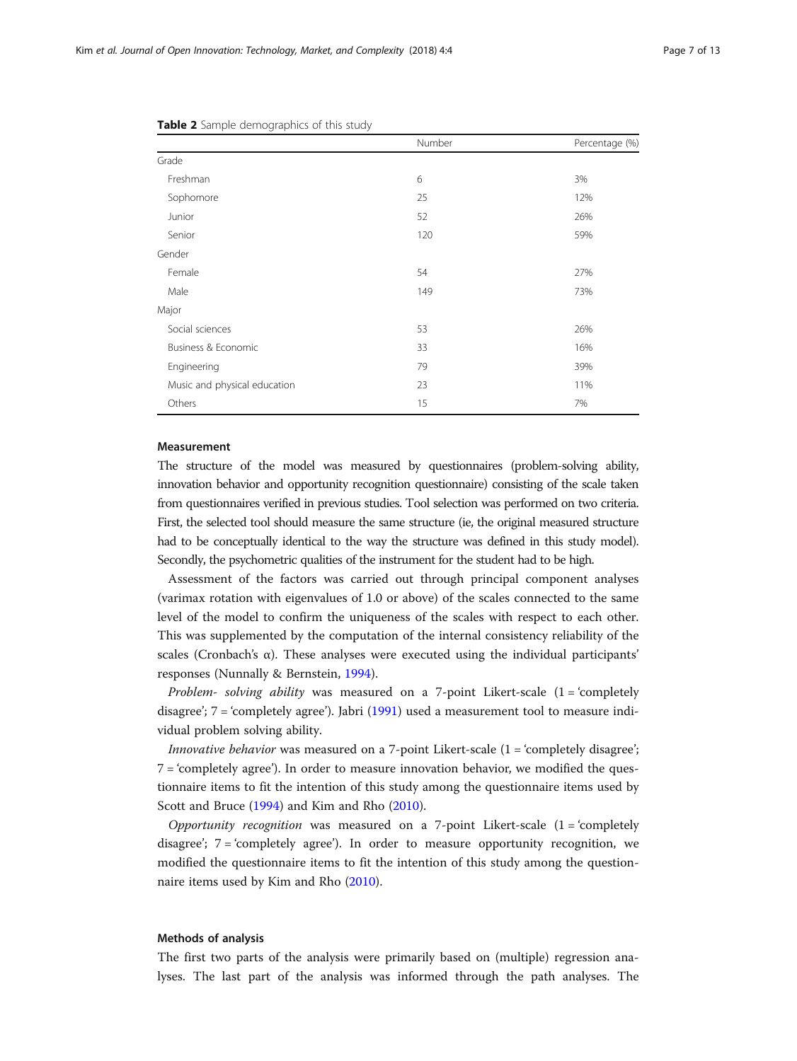**Table 2** Sample demographics of this study

| | Number | Percentage (%) |
|---|---|---|
| Grade | | |
| Freshman | 6 | 3% |
| Sophomore | 25 | 12% |
| Junior | 52 | 26% |
| Senior | 120 | 59% |
| Gender | | |
| Female | 54 | 27% |
| Male | 149 | 73% |
| Major | | |
| Social sciences | 53 | 26% |
| Business & Economic | 33 | 16% |
| Engineering | 79 | 39% |
| Music and physical education | 23 | 11% |
| Others | 15 | 7% |

### Measurement

The structure of the model was measured by questionnaires (problem-solving ability, innovation behavior and opportunity recognition questionnaire) consisting of the scale taken from questionnaires verified in previous studies. Tool selection was performed on two criteria. First, the selected tool should measure the same structure (ie, the original measured structure had to be conceptually identical to the way the structure was defined in this study model). Secondly, the psychometric qualities of the instrument for the student had to be high.

Assessment of the factors was carried out through principal component analyses (varimax rotation with eigenvalues of 1.0 or above) of the scales connected to the same level of the model to confirm the uniqueness of the scales with respect to each other. This was supplemented by the computation of the internal consistency reliability of the scales (Cronbach's α). These analyses were executed using the individual participants' responses (Nunnally & Bernstein, 1994).

*Problem- solving ability* was measured on a 7-point Likert-scale (1 = 'completely disagree'; 7 = 'completely agree'). Jabri (1991) used a measurement tool to measure individual problem solving ability.

*Innovative behavior* was measured on a 7-point Likert-scale (1 = 'completely disagree'; 7 = 'completely agree'). In order to measure innovation behavior, we modified the questionnaire items to fit the intention of this study among the questionnaire items used by Scott and Bruce (1994) and Kim and Rho (2010).

*Opportunity recognition* was measured on a 7-point Likert-scale (1 = 'completely disagree'; 7 = 'completely agree'). In order to measure opportunity recognition, we modified the questionnaire items to fit the intention of this study among the questionnaire items used by Kim and Rho (2010).

### Methods of analysis

The first two parts of the analysis were primarily based on (multiple) regression analyses. The last part of the analysis was informed through the path analyses. The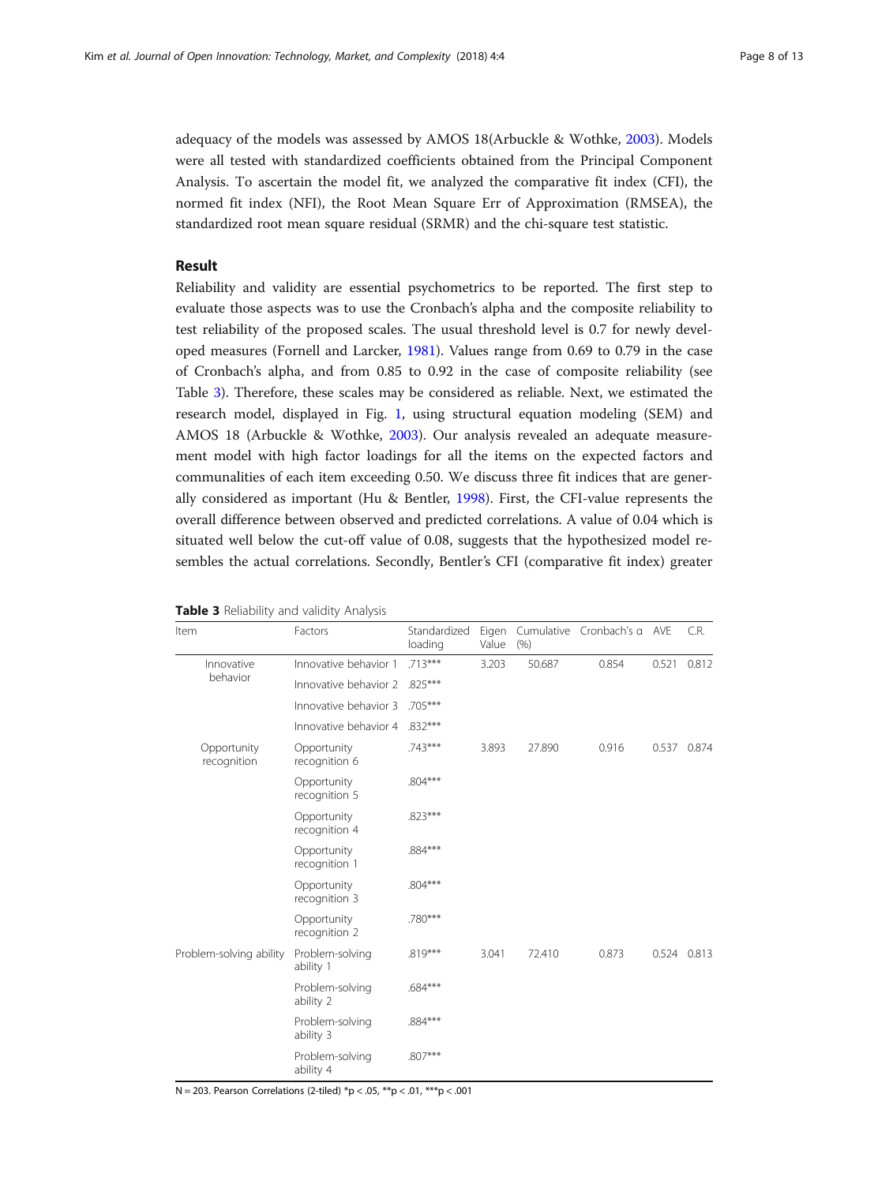adequacy of the models was assessed by AMOS 18(Arbuckle & Wothke, 2003). Models were all tested with standardized coefficients obtained from the Principal Component Analysis. To ascertain the model fit, we analyzed the comparative fit index (CFI), the normed fit index (NFI), the Root Mean Square Err of Approximation (RMSEA), the standardized root mean square residual (SRMR) and the chi-square test statistic.

## Result

Reliability and validity are essential psychometrics to be reported. The first step to evaluate those aspects was to use the Cronbach's alpha and the composite reliability to test reliability of the proposed scales. The usual threshold level is 0.7 for newly developed measures (Fornell and Larcker, 1981). Values range from 0.69 to 0.79 in the case of Cronbach's alpha, and from 0.85 to 0.92 in the case of composite reliability (see Table 3). Therefore, these scales may be considered as reliable. Next, we estimated the research model, displayed in Fig. 1, using structural equation modeling (SEM) and AMOS 18 (Arbuckle & Wothke, 2003). Our analysis revealed an adequate measurement model with high factor loadings for all the items on the expected factors and communalities of each item exceeding 0.50. We discuss three fit indices that are generally considered as important (Hu & Bentler, 1998). First, the CFI-value represents the overall difference between observed and predicted correlations. A value of 0.04 which is situated well below the cut-off value of 0.08, suggests that the hypothesized model resembles the actual correlations. Secondly, Bentler's CFI (comparative fit index) greater

**Table 3** Reliability and validity Analysis

| Item | Factors | Standardized loading | Eigen Value | Cumulative (%) | Cronbach's α | AVE | C.R. |
|---|---|---|---|---|---|---|---|
| Innovative behavior | Innovative behavior 1 | .713*** | 3.203 | 50.687 | 0.854 | 0.521 | 0.812 |
| | Innovative behavior 2 | .825*** | | | | | |
| | Innovative behavior 3 | .705*** | | | | | |
| | Innovative behavior 4 | .832*** | | | | | |
| Opportunity recognition | Opportunity recognition 6 | .743*** | 3.893 | 27.890 | 0.916 | 0.537 | 0.874 |
| | Opportunity recognition 5 | .804*** | | | | | |
| | Opportunity recognition 4 | .823*** | | | | | |
| | Opportunity recognition 1 | .884*** | | | | | |
| | Opportunity recognition 3 | .804*** | | | | | |
| | Opportunity recognition 2 | .780*** | | | | | |
| Problem-solving ability | Problem-solving ability 1 | .819*** | 3.041 | 72.410 | 0.873 | 0.524 | 0.813 |
| | Problem-solving ability 2 | .684*** | | | | | |
| | Problem-solving ability 3 | .884*** | | | | | |
| | Problem-solving ability 4 | .807*** | | | | | |

N = 203. Pearson Correlations (2-tiled) *p < .05, **p < .01, ***p < .001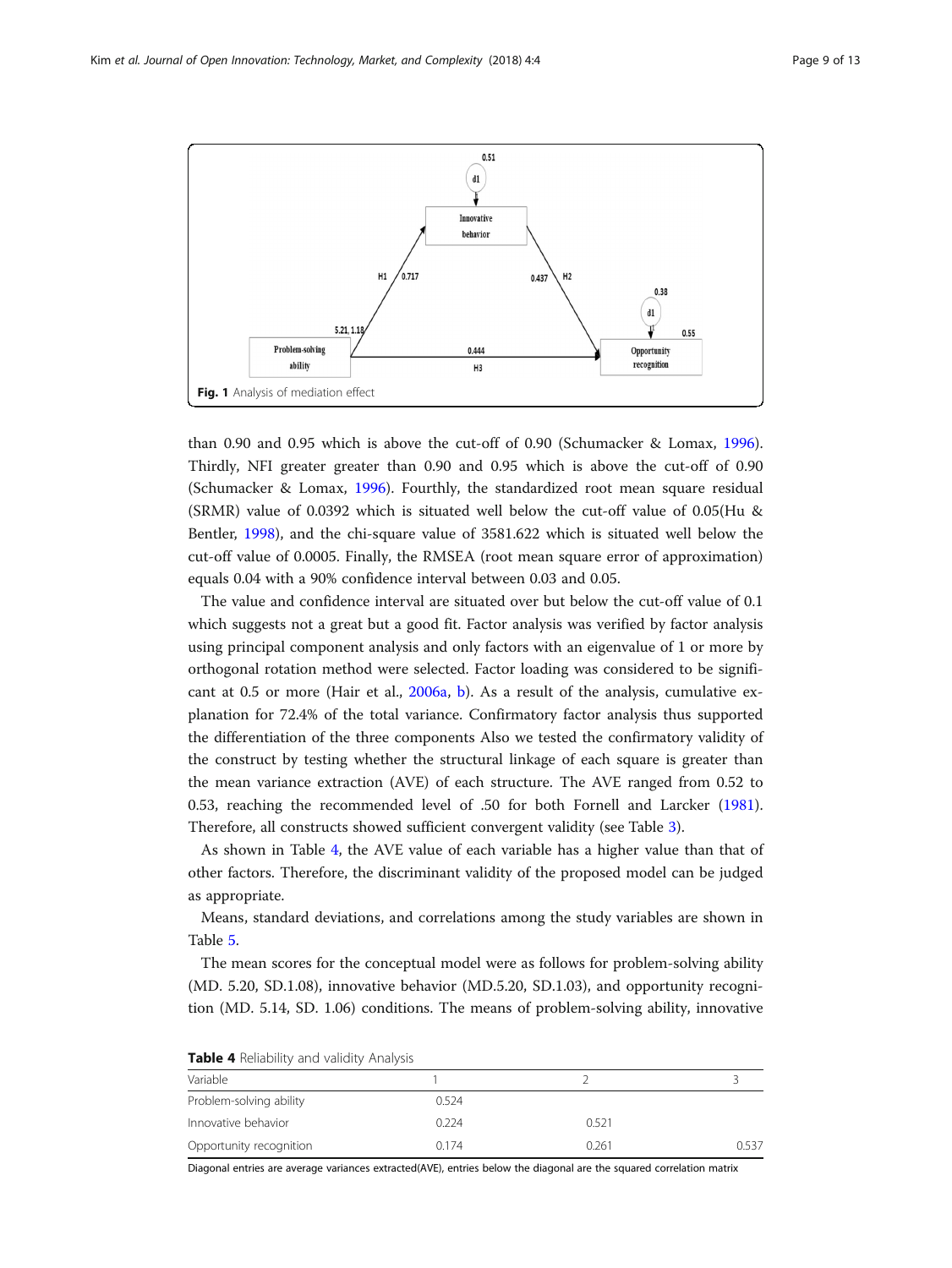Fig. 1 Analysis of mediation effect

than 0.90 and 0.95 which is above the cut-off of 0.90 (Schumacker & Lomax, 1996). Thirdly, NFI greater greater than 0.90 and 0.95 which is above the cut-off of 0.90 (Schumacker & Lomax, 1996). Fourthly, the standardized root mean square residual (SRMR) value of 0.0392 which is situated well below the cut-off value of 0.05(Hu & Bentler, 1998), and the chi-square value of 3581.622 which is situated well below the cut-off value of 0.0005. Finally, the RMSEA (root mean square error of approximation) equals 0.04 with a 90% confidence interval between 0.03 and 0.05.

The value and confidence interval are situated over but below the cut-off value of 0.1 which suggests not a great but a good fit. Factor analysis was verified by factor analysis using principal component analysis and only factors with an eigenvalue of 1 or more by orthogonal rotation method were selected. Factor loading was considered to be significant at 0.5 or more (Hair et al., 2006a, b). As a result of the analysis, cumulative explanation for 72.4% of the total variance. Confirmatory factor analysis thus supported the differentiation of the three components Also we tested the confirmatory validity of the construct by testing whether the structural linkage of each square is greater than the mean variance extraction (AVE) of each structure. The AVE ranged from 0.52 to 0.53, reaching the recommended level of .50 for both Fornell and Larcker (1981). Therefore, all constructs showed sufficient convergent validity (see Table 3).

As shown in Table 4, the AVE value of each variable has a higher value than that of other factors. Therefore, the discriminant validity of the proposed model can be judged as appropriate.

Means, standard deviations, and correlations among the study variables are shown in Table 5.

The mean scores for the conceptual model were as follows for problem-solving ability (MD. 5.20, SD.1.08), innovative behavior (MD.5.20, SD.1.03), and opportunity recognition (MD. 5.14, SD. 1.06) conditions. The means of problem-solving ability, innovative

**Table 4** Reliability and validity Analysis

| Variable | 1 | 2 | 3 |
| --- | --- | --- | --- |
| Problem-solving ability | 0.524 | | |
| Innovative behavior | 0.224 | 0.521 | |
| Opportunity recognition | 0.174 | 0.261 | 0.537 |

Diagonal entries are average variances extracted(AVE), entries below the diagonal are the squared correlation matrix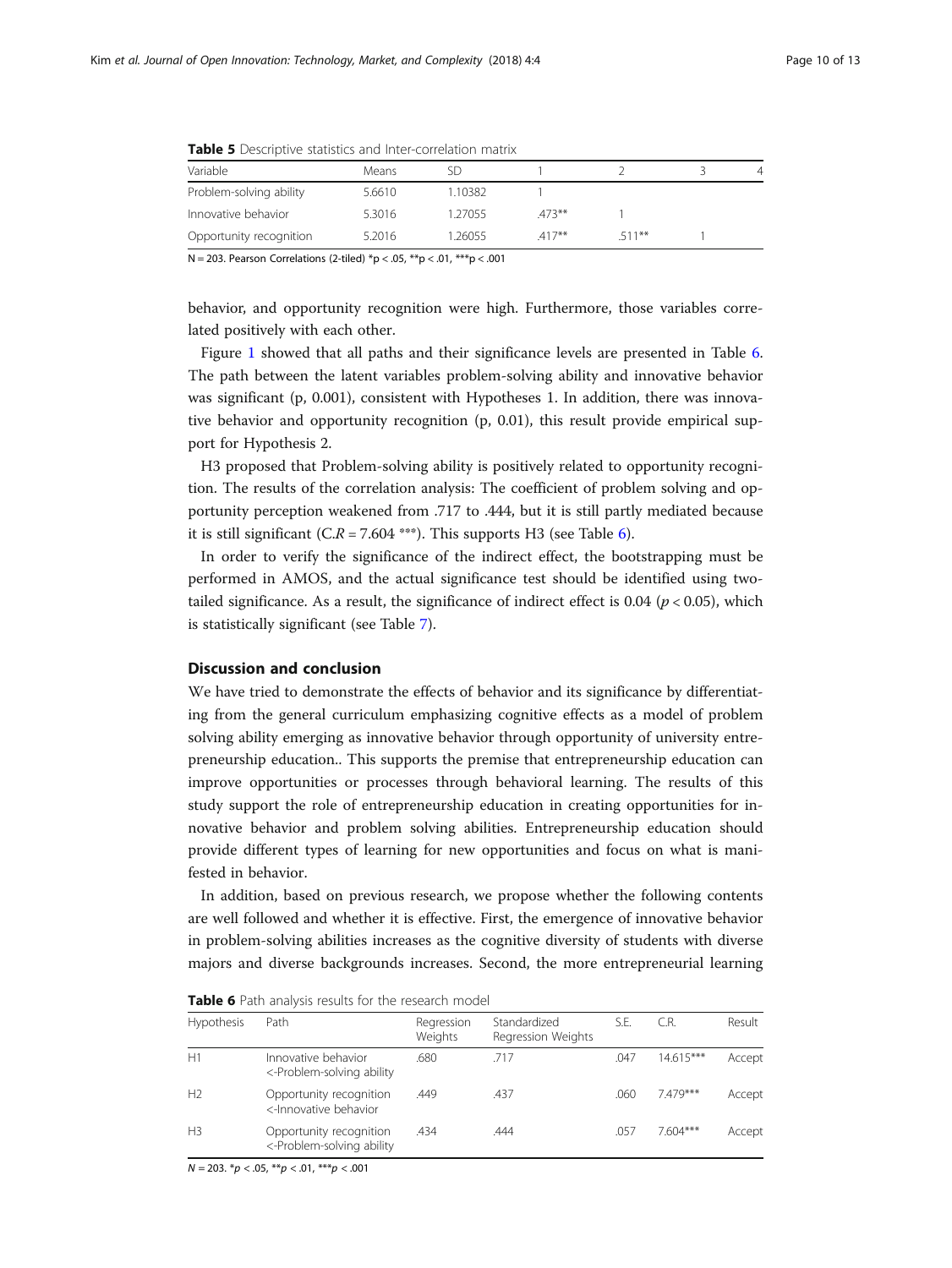**Table 5** Descriptive statistics and Inter-correlation matrix

| Variable | Means | SD | 1 | 2 | 3 | 4 |
|---|---|---|---|---|---|---|
| Problem-solving ability | 5.6610 | 1.10382 | 1 | | | |
| Innovative behavior | 5.3016 | 1.27055 | .473** | 1 | | |
| Opportunity recognition | 5.2016 | 1.26055 | .417** | .511** | 1 | |

N = 203. Pearson Correlations (2-tiled) *p < .05, **p < .01, ***p < .001

behavior, and opportunity recognition were high. Furthermore, those variables correlated positively with each other.

Figure 1 showed that all paths and their significance levels are presented in Table 6. The path between the latent variables problem-solving ability and innovative behavior was significant (p, 0.001), consistent with Hypotheses 1. In addition, there was innovative behavior and opportunity recognition (p, 0.01), this result provide empirical support for Hypothesis 2.

H3 proposed that Problem-solving ability is positively related to opportunity recognition. The results of the correlation analysis: The coefficient of problem solving and opportunity perception weakened from .717 to .444, but it is still partly mediated because it is still significant (C.*R* = 7.604 ***). This supports H3 (see Table 6).

In order to verify the significance of the indirect effect, the bootstrapping must be performed in AMOS, and the actual significance test should be identified using two-tailed significance. As a result, the significance of indirect effect is 0.04 ($p < 0.05$), which is statistically significant (see Table 7).

## Discussion and conclusion

We have tried to demonstrate the effects of behavior and its significance by differentiating from the general curriculum emphasizing cognitive effects as a model of problem solving ability emerging as innovative behavior through opportunity of university entrepreneurship education.. This supports the premise that entrepreneurship education can improve opportunities or processes through behavioral learning. The results of this study support the role of entrepreneurship education in creating opportunities for innovative behavior and problem solving abilities. Entrepreneurship education should provide different types of learning for new opportunities and focus on what is manifested in behavior.

In addition, based on previous research, we propose whether the following contents are well followed and whether it is effective. First, the emergence of innovative behavior in problem-solving abilities increases as the cognitive diversity of students with diverse majors and diverse backgrounds increases. Second, the more entrepreneurial learning

**Table 6** Path analysis results for the research model

| Hypothesis | Path | Regression Weights | Standardized Regression Weights | S.E. | C.R. | Result |
|---|---|---|---|---|---|---|
| H1 | Innovative behavior <-Problem-solving ability | .680 | .717 | .047 | 14.615*** | Accept |
| H2 | Opportunity recognition <-Innovative behavior | .449 | .437 | .060 | 7.479*** | Accept |
| H3 | Opportunity recognition <-Problem-solving ability | .434 | .444 | .057 | 7.604*** | Accept |

*N* = 203. *p < .05, **p < .01, ***p < .001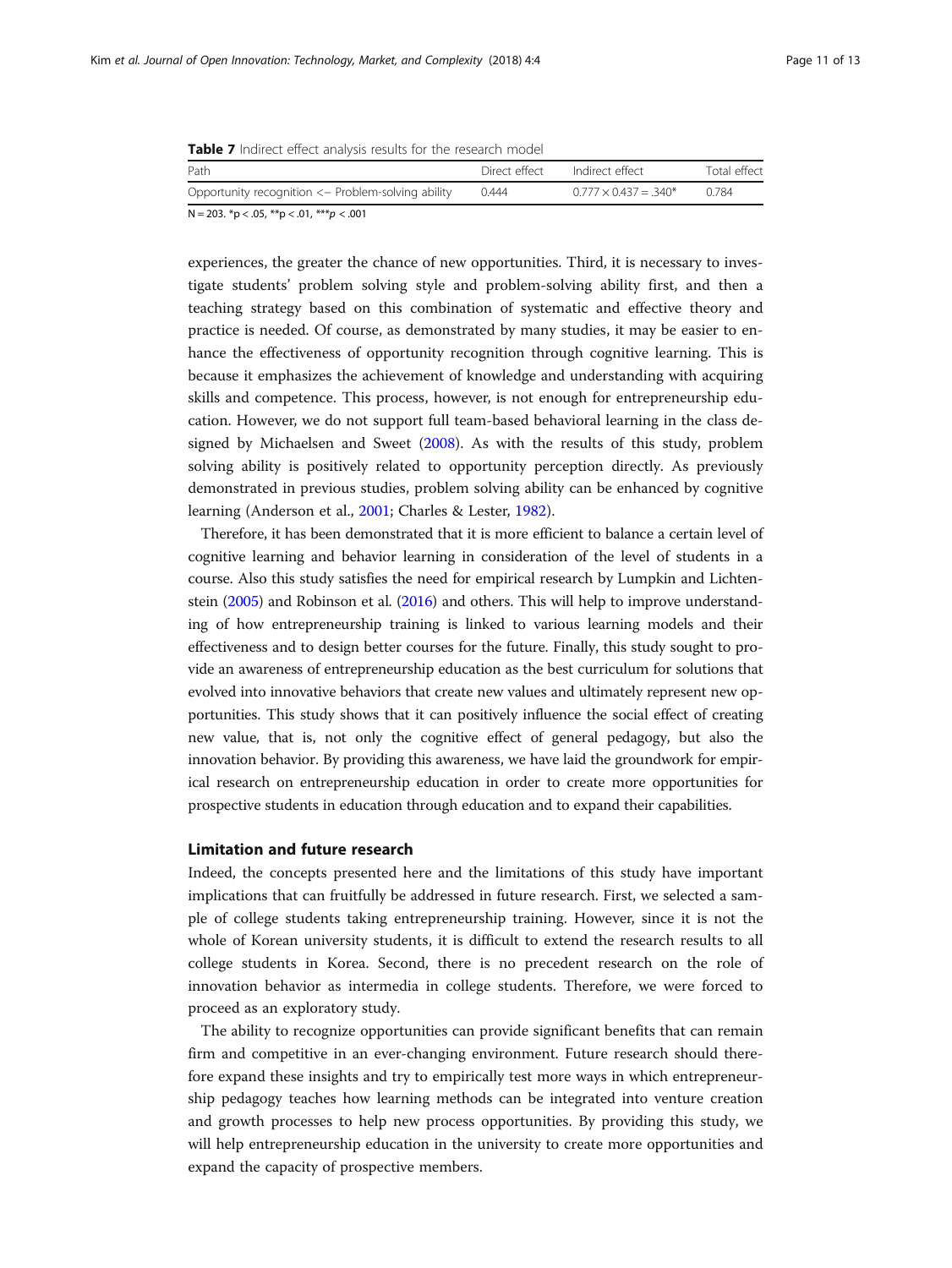**Table 7** Indirect effect analysis results for the research model

| Path | Direct effect | Indirect effect | Total effect |
| --- | --- | --- | --- |
| Opportunity recognition <− Problem-solving ability | 0.444 | $0.777 \times 0.437 = .340^{*}$ | 0.784 |

N = 203. *p < .05, **p < .01, ***p < .001

experiences, the greater the chance of new opportunities. Third, it is necessary to investigate students' problem solving style and problem-solving ability first, and then a teaching strategy based on this combination of systematic and effective theory and practice is needed. Of course, as demonstrated by many studies, it may be easier to enhance the effectiveness of opportunity recognition through cognitive learning. This is because it emphasizes the achievement of knowledge and understanding with acquiring skills and competence. This process, however, is not enough for entrepreneurship education. However, we do not support full team-based behavioral learning in the class designed by Michaelsen and Sweet (2008). As with the results of this study, problem solving ability is positively related to opportunity perception directly. As previously demonstrated in previous studies, problem solving ability can be enhanced by cognitive learning (Anderson et al., 2001; Charles & Lester, 1982).

Therefore, it has been demonstrated that it is more efficient to balance a certain level of cognitive learning and behavior learning in consideration of the level of students in a course. Also this study satisfies the need for empirical research by Lumpkin and Lichtenstein (2005) and Robinson et al. (2016) and others. This will help to improve understanding of how entrepreneurship training is linked to various learning models and their effectiveness and to design better courses for the future. Finally, this study sought to provide an awareness of entrepreneurship education as the best curriculum for solutions that evolved into innovative behaviors that create new values and ultimately represent new opportunities. This study shows that it can positively influence the social effect of creating new value, that is, not only the cognitive effect of general pedagogy, but also the innovation behavior. By providing this awareness, we have laid the groundwork for empirical research on entrepreneurship education in order to create more opportunities for prospective students in education through education and to expand their capabilities.

## Limitation and future research

Indeed, the concepts presented here and the limitations of this study have important implications that can fruitfully be addressed in future research. First, we selected a sample of college students taking entrepreneurship training. However, since it is not the whole of Korean university students, it is difficult to extend the research results to all college students in Korea. Second, there is no precedent research on the role of innovation behavior as intermedia in college students. Therefore, we were forced to proceed as an exploratory study.

The ability to recognize opportunities can provide significant benefits that can remain firm and competitive in an ever-changing environment. Future research should therefore expand these insights and try to empirically test more ways in which entrepreneurship pedagogy teaches how learning methods can be integrated into venture creation and growth processes to help new process opportunities. By providing this study, we will help entrepreneurship education in the university to create more opportunities and expand the capacity of prospective members.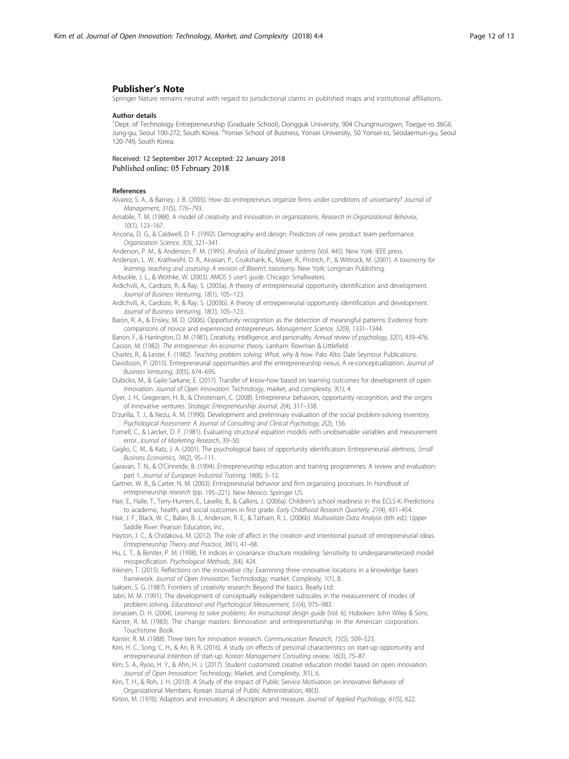## Publisher's Note

Springer Nature remains neutral with regard to jurisdictional claims in published maps and institutional affiliations.

### Author details

[1]Dept. of Technology Entrepreneurship (Graduate School), Dongguk University, 904 Chungmurogwn, Toegye-ro 36Gil, Jung-gu, Seoul 100-272, South Korea. [2]Yonsei School of Business, Yonsei University, 50 Yonsei-ro, Seodaemun-gu, Seoul 120-749, South Korea.

Received: 12 September 2017 Accepted: 22 January 2018
Published online: 05 February 2018

### References

Alvarez, S. A., & Barney, J. B. (2005). How do entrepreneurs organize firms under conditions of uncertainty? *Journal of Management, 31*(5), 776–793.

Amabile, T. M. (1988). A model of creativity and innovation in organizations. *Research in Organizational Behavior, 10*(1), 123–167.

Ancona, D. G., & Caldwell, D. F. (1992). Demography and design: Predictors of new product team performance. *Organization Science, 3*(3), 321–341.

Anderson, P. M., & Anderson, P. M. (1995). *Analysis of faulted power systems* (Vol. 445). New York: IEEE press.

Anderson, L. W., Krathwohl, D. R., Airasian, P., Cruikshank, K., Mayer, R., Pintrich, P., & Wittrock, M. (2001). *A taxonomy for learning, teaching and assessing: A revision of Bloom's taxonomy*. New York: Longman Publishing.

Arbuckle, J. L., & Wothke, W. (2003). *AMOS 5 user's guide*. Chicago: Smallwaters.

Ardichvili, A., Cardozo, R., & Ray, S. (2003a). A theory of entrepreneurial opportunity identification and development. *Journal of Business Venturing, 18*(1), 105–123.

Ardichvili, A., Cardozo, R., & Ray, S. (2003b). A theory of entrepreneurial opportunity identification and development. *Journal of Business Venturing, 18*(1), 105–123.

Baron, R. A., & Ensley, M. D. (2006). Opportunity recognition as the detection of meaningful patterns: Evidence from comparisons of novice and experienced entrepreneurs. *Management Science, 52*(9), 1331–1344.

Barron, F., & Harrington, D. M. (1981). Creativity, intelligence, and personality. *Annual review of psychology, 32*(1), 439–476.

Casson, M. (1982). *The entrepreneur: An economic theory*. Lanham: Rowman & Littlefield.

Charles, R., & Lester, F. (1982). *Teaching problem solving: What, why & how*. Palo Alto: Dale Seymour Publications.

Davidsson, P. (2015). Entrepreneurial opportunities and the entrepreneurship nexus: A re-conceptualization. *Journal of Business Venturing, 30*(5), 674–695.

Dubickis, M., & Gaile-Sarkane, E. (2017). Transfer of know-how based on learning outcomes for development of open innovation. *Journal of Open Innovation*: Technology, market, and complexity, *3*(1), 4.

Dyer, J. H., Gregersen, H. B., & Christensen, C. (2008). Entrepreneur behaviors, opportunity recognition, and the origins of innovative ventures. *Strategic Entrepreneurship Journal, 2*(4), 317–338.

D'zurilla, T. J., & Nezu, A. M. (1990). Development and preliminary evaluation of the social problem-solving inventory. *Psychological Assessment: A Journal of Consulting and Clinical Psychology, 2*(2), 156.

Fornell, C., & Larcker, D. F. (1981). Evaluating structural equation models with unobservable variables and measurement error. *Journal of Marketing Research*, 39–50.

Gaglio, C. M., & Katz, J. A. (2001). The psychological basis of opportunity identification: Entrepreneurial alertness. *Small Business Economics, 16*(2), 95–111.

Garavan, T. N., & O'Cinneide, B. (1994). Entrepreneurship education and training programmes: A review and evaluation-part 1. *Journal of European Industrial Training, 18*(8), 3–12.

Gartner, W. B., & Carter, N. M. (2003). Entrepreneurial behavior and firm organizing processes. In *Handbook of entrepreneurship research* (pp. 195–221). New Mexico: Springer US.

Hair, E., Halle, T., Terry-Humen, E., Lavelle, B., & Calkins, J. (2006a). Children's school readiness in the ECLS-K: Predictions to academic, health, and social outcomes in first grade. *Early Childhood Research Quarterly, 21*(4), 431–454.

Hair, J. F., Black, W. C., Babin, B. J., Anderson, R. E., & Tatham, R. L. (2006b). *Multivariate Data Analysis* (6th ed.). Upper Saddle River: Pearson Education, Inc..

Hayton, J. C., & Cholakova, M. (2012). The role of affect in the creation and intentional pursuit of entrepreneurial ideas. *Entrepreneurship Theory and Practice, 36*(1), 41–68.

Hu, L. T., & Bentler, P. M. (1998). Fit indices in covariance structure modeling: Sensitivity to underparameterized model misspecification. *Psychological Methods, 3*(4), 424.

Inkinen, T. (2015). Reflections on the innovative city: Examining three innovative locations in a knowledge bases framework. *Journal of Open Innovation*: Technolodgy, market. *Complexity, 1*(1), 8.

Isaksen, S. G. (1987). Frontiers of creativity research: Beyond the basics. Bearly Ltd.

Jabri, M. M. (1991). The development of conceptually independent subscales in the measurement of modes of problem solving. *Educational and Psychological Measurement, 51*(4), 975–983.

Jonassen, D. H. (2004). *Learning to solve problems: An instructional design guide* (Vol. 6). Hoboken: John Wiley & Sons.

Kanter, R. M. (1983). The change masters: Binnovation and entrepreneturship in the American corporation. Touchstone Book.

Kanter, R. M. (1988). Three tiers for innovation research. *Communication Research, 15*(5), 509–523.

Kim, H. C., Song, C. H., & An, B. R. (2016). A study on effects of personal characteristics on start-up opportunity and entrepreneurial intention of start-up. *Korean Management Consulting review, 16*(3), 75–87.

Kim, S. A., Ryoo, H. Y., & Ahn, H. J. (2017). Student customized creative education model based on open innovation. *Journal of Open Innovation*: Technology, Market, and Complexity, *3*(1), 6.

Kim, T. H., & Roh, J. H. (2010). A Study of the Impact of Public Service Motivation on Innovative Behavior of Organizational Members. Korean Journal of Public Administration, 48(3).

Kirton, M. (1976). Adaptors and innovators: A description and measure. *Journal of Applied Psychology, 61*(5), 622.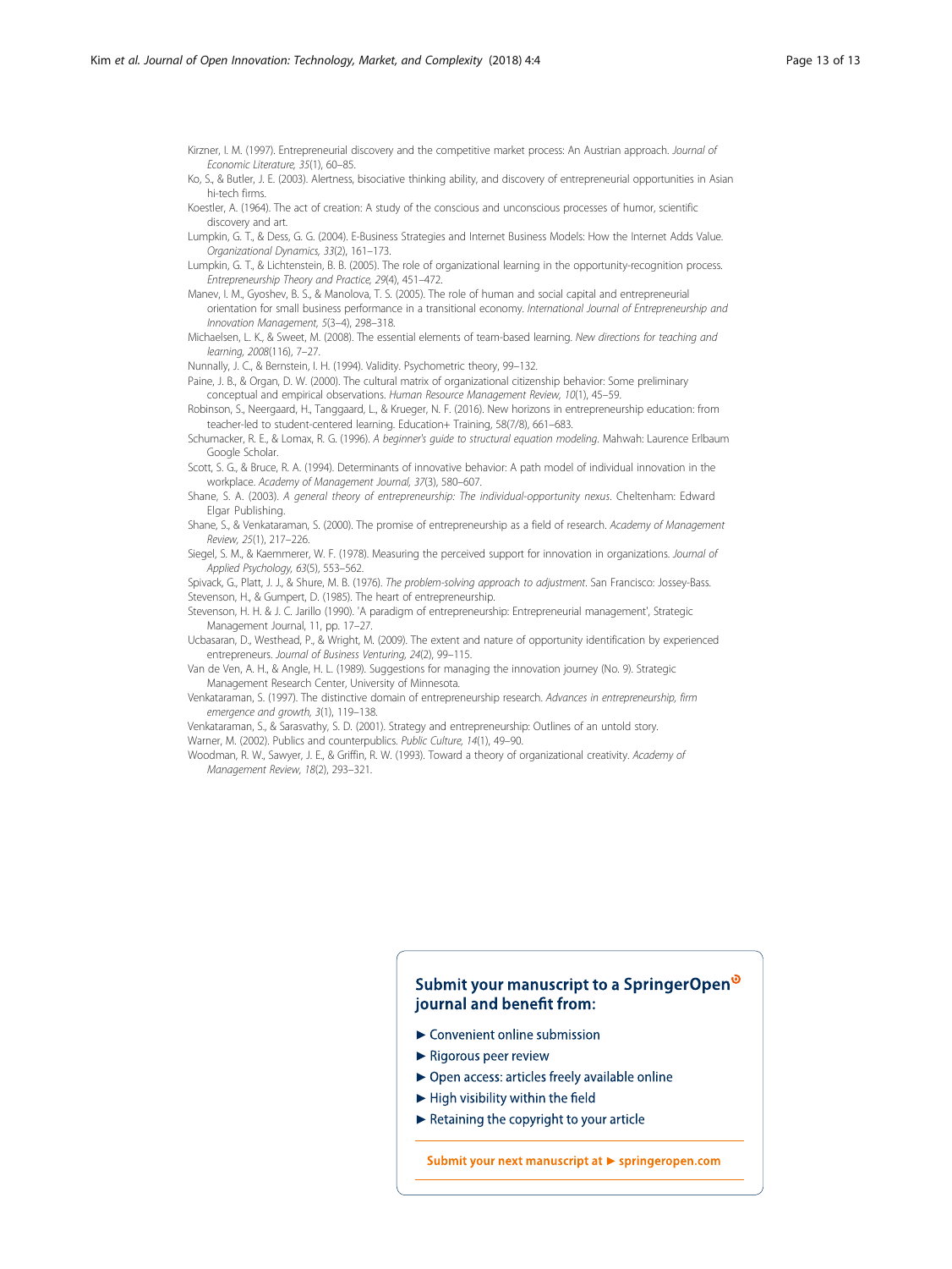Kirzner, I. M. (1997). Entrepreneurial discovery and the competitive market process: An Austrian approach. *Journal of Economic Literature, 35*(1), 60–85.

Ko, S., & Butler, J. E. (2003). Alertness, bisociative thinking ability, and discovery of entrepreneurial opportunities in Asian hi-tech firms.

Koestler, A. (1964). The act of creation: A study of the conscious and unconscious processes of humor, scientific discovery and art.

Lumpkin, G. T., & Dess, G. G. (2004). E-Business Strategies and Internet Business Models: How the Internet Adds Value. *Organizational Dynamics, 33*(2), 161–173.

Lumpkin, G. T., & Lichtenstein, B. B. (2005). The role of organizational learning in the opportunity-recognition process. *Entrepreneurship Theory and Practice, 29*(4), 451–472.

Manev, I. M., Gyoshev, B. S., & Manolova, T. S. (2005). The role of human and social capital and entrepreneurial orientation for small business performance in a transitional economy. *International Journal of Entrepreneurship and Innovation Management, 5*(3–4), 298–318.

Michaelsen, L. K., & Sweet, M. (2008). The essential elements of team-based learning. *New directions for teaching and learning, 2008*(116), 7–27.

Nunnally, J. C., & Bernstein, I. H. (1994). Validity. Psychometric theory, 99–132.

Paine, J. B., & Organ, D. W. (2000). The cultural matrix of organizational citizenship behavior: Some preliminary conceptual and empirical observations. *Human Resource Management Review, 10*(1), 45–59.

Robinson, S., Neergaard, H., Tanggaard, L., & Krueger, N. F. (2016). New horizons in entrepreneurship education: from teacher-led to student-centered learning. Education+ Training, 58(7/8), 661–683.

Schumacker, R. E., & Lomax, R. G. (1996). *A beginner's guide to structural equation modeling*. Mahwah: Laurence Erlbaum Google Scholar.

Scott, S. G., & Bruce, R. A. (1994). Determinants of innovative behavior: A path model of individual innovation in the workplace. *Academy of Management Journal, 37*(3), 580–607.

Shane, S. A. (2003). *A general theory of entrepreneurship: The individual-opportunity nexus*. Cheltenham: Edward Elgar Publishing.

Shane, S., & Venkataraman, S. (2000). The promise of entrepreneurship as a field of research. *Academy of Management Review, 25*(1), 217–226.

Siegel, S. M., & Kaemmerer, W. F. (1978). Measuring the perceived support for innovation in organizations. *Journal of Applied Psychology, 63*(5), 553–562.

Spivack, G., Platt, J. J., & Shure, M. B. (1976). *The problem-solving approach to adjustment*. San Francisco: Jossey-Bass.

Stevenson, H., & Gumpert, D. (1985). The heart of entrepreneurship.

Stevenson, H. H. & J. C. Jarillo (1990). 'A paradigm of entrepreneurship: Entrepreneurial management', Strategic Management Journal, 11, pp. 17–27.

Ucbasaran, D., Westhead, P., & Wright, M. (2009). The extent and nature of opportunity identification by experienced entrepreneurs. *Journal of Business Venturing, 24*(2), 99–115.

Van de Ven, A. H., & Angle, H. L. (1989). Suggestions for managing the innovation journey (No. 9). Strategic Management Research Center, University of Minnesota.

Venkataraman, S. (1997). The distinctive domain of entrepreneurship research. *Advances in entrepreneurship, firm emergence and growth, 3*(1), 119–138.

Venkataraman, S., & Sarasvathy, S. D. (2001). Strategy and entrepreneurship: Outlines of an untold story.

Warner, M. (2002). Publics and counterpublics. *Public Culture, 14*(1), 49–90.

Woodman, R. W., Sawyer, J. E., & Griffin, R. W. (1993). Toward a theory of organizational creativity. *Academy of Management Review, 18*(2), 293–321.

**Submit your manuscript to a SpringerOpen journal and benefit from:**

- ► Convenient online submission
- ► Rigorous peer review
- ► Open access: articles freely available online
- ► High visibility within the field
- ► Retaining the copyright to your article

**Submit your next manuscript at ► springeropen.com**